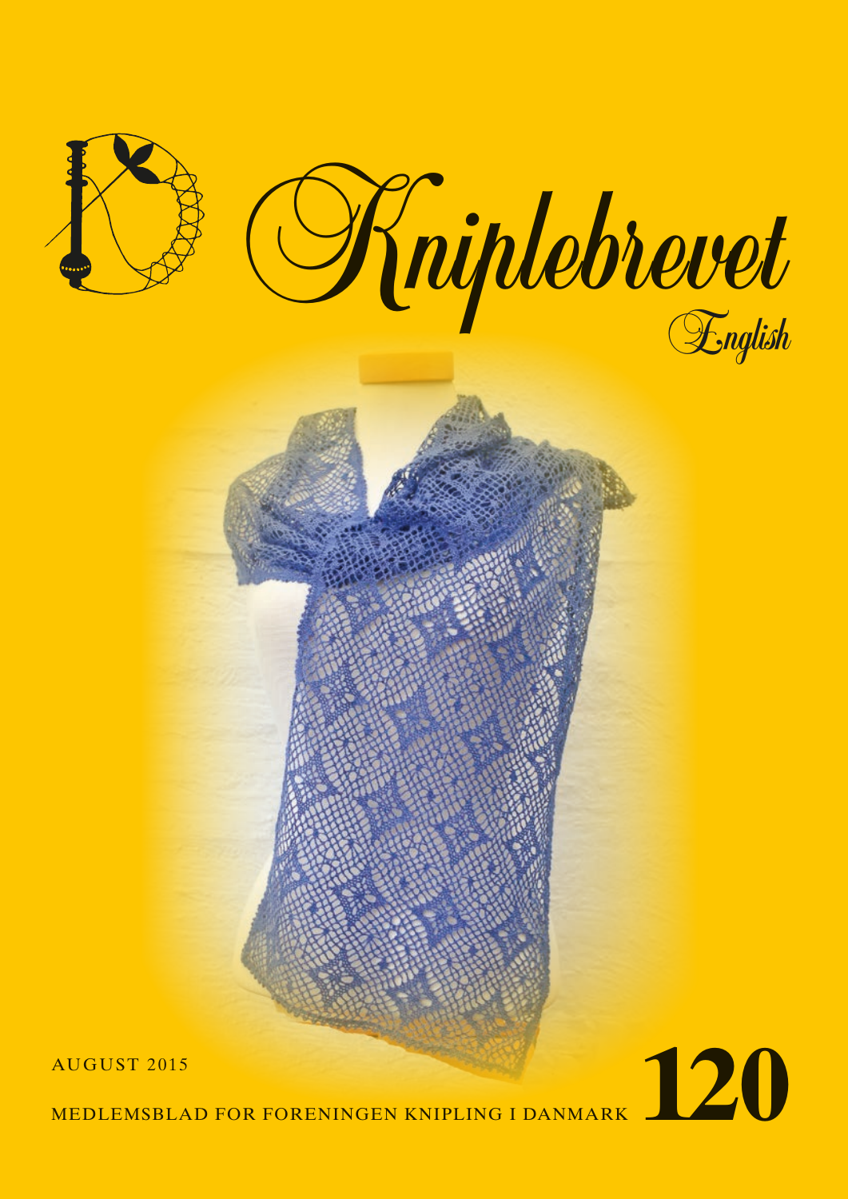# Kniplebrevet

English

AUGUST 2015

MEDLEMSBLAD FOR FORENINGEN KNIPLING I DANMARK

**120**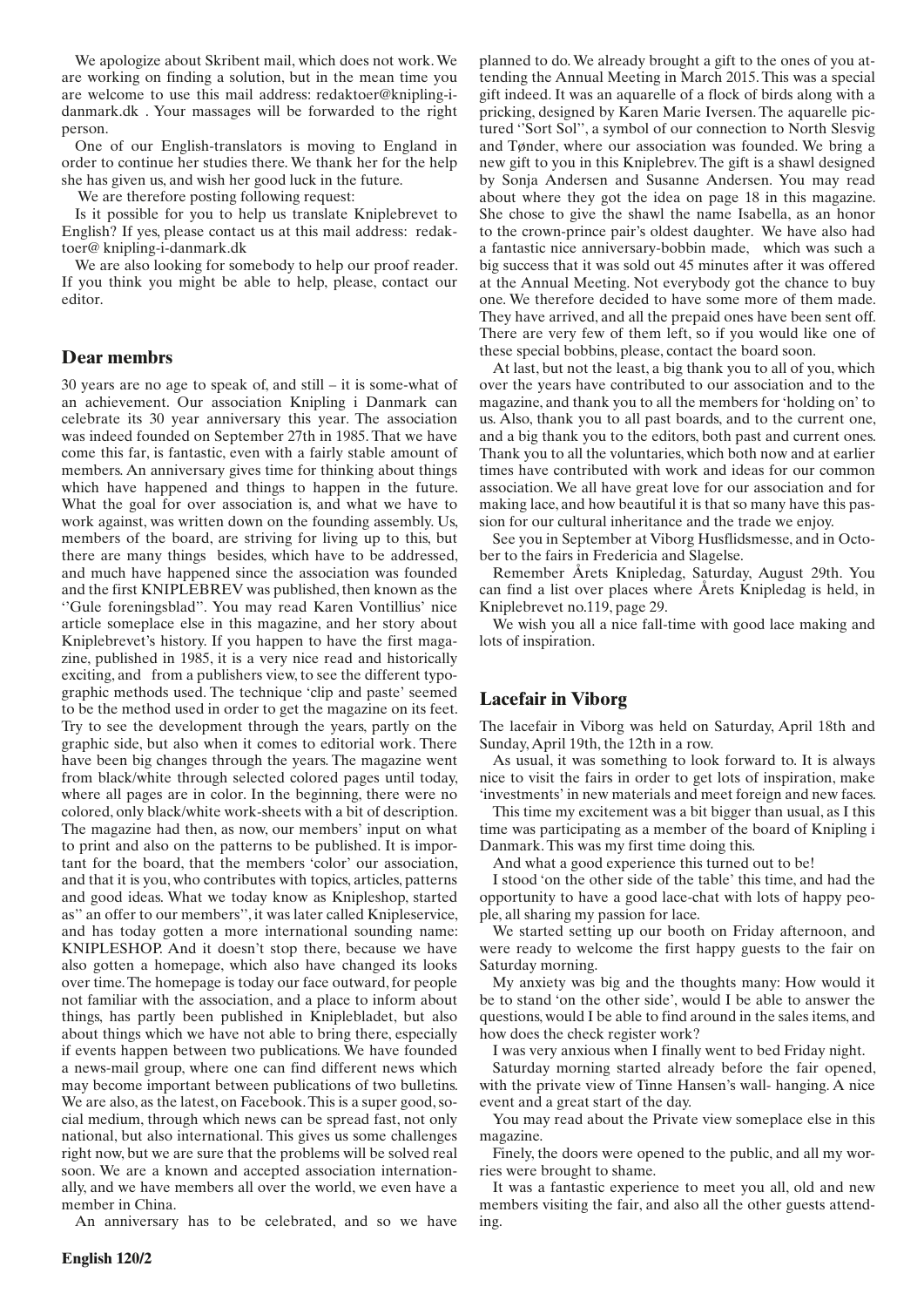We apologize about Skribent mail, which does not work. We are working on finding a solution, but in the mean time you are welcome to use this mail address: redaktoer@knipling-i-danmark.dk . Your massages will be forwarded to the right person.

One of our English-translators is moving to England in order to continue her studies there. We thank her for the help she has given us, and wish her good luck in the future.

We are therefore posting following request:

Is it possible for you to help us translate Kniplebrevet to English? If yes, please contact us at this mail address: redaktoer@ knipling-i-danmark.dk

We are also looking for somebody to help our proof reader. If you think you might be able to help, please, contact our editor.

## Dear membrs

30 years are no age to speak of, and still – it is some-what of an achievement. Our association Knipling i Danmark can celebrate its 30 year anniversary this year. The association was indeed founded on September 27th in 1985. That we have come this far, is fantastic, even with a fairly stable amount of members. An anniversary gives time for thinking about things which have happened and things to happen in the future. What the goal for over association is, and what we have to work against, was written down on the founding assembly. Us, members of the board, are striving for living up to this, but there are many things besides, which have to be addressed, and much have happened since the association was founded and the first KNIPLEBREV was published, then known as the ''Gule foreningsblad''. You may read Karen Vontillius' nice article someplace else in this magazine, and her story about Kniplebrevet's history. If you happen to have the first magazine, published in 1985, it is a very nice read and historically exciting, and from a publishers view, to see the different typographic methods used. The technique 'clip and paste' seemed to be the method used in order to get the magazine on its feet. Try to see the development through the years, partly on the graphic side, but also when it comes to editorial work. There have been big changes through the years. The magazine went from black/white through selected colored pages until today, where all pages are in color. In the beginning, there were no colored, only black/white work-sheets with a bit of description. The magazine had then, as now, our members' input on what to print and also on the patterns to be published. It is important for the board, that the members 'color' our association, and that it is you, who contributes with topics, articles, patterns and good ideas. What we today know as Knipleshop, started as'' an offer to our members'', it was later called Knipleservice, and has today gotten a more international sounding name: KNIPLESHOP. And it doesn't stop there, because we have also gotten a homepage, which also have changed its looks over time. The homepage is today our face outward, for people not familiar with the association, and a place to inform about things, has partly been published in Kniplebladet, but also about things which we have not able to bring there, especially if events happen between two publications. We have founded a news-mail group, where one can find different news which may become important between publications of two bulletins. We are also, as the latest, on Facebook. This is a super good, social medium, through which news can be spread fast, not only national, but also international. This gives us some challenges right now, but we are sure that the problems will be solved real soon. We are a known and accepted association internationally, and we have members all over the world, we even have a member in China.

An anniversary has to be celebrated, and so we have planned to do. We already brought a gift to the ones of you attending the Annual Meeting in March 2015. This was a special gift indeed. It was an aquarelle of a flock of birds along with a pricking, designed by Karen Marie Iversen. The aquarelle pictured ''Sort Sol'', a symbol of our connection to North Slesvig and Tønder, where our association was founded. We bring a new gift to you in this Kniplebrev. The gift is a shawl designed by Sonja Andersen and Susanne Andersen. You may read about where they got the idea on page 18 in this magazine. She chose to give the shawl the name Isabella, as an honor to the crown-prince pair's oldest daughter. We have also had a fantastic nice anniversary-bobbin made, which was such a big success that it was sold out 45 minutes after it was offered at the Annual Meeting. Not everybody got the chance to buy one. We therefore decided to have some more of them made. They have arrived, and all the prepaid ones have been sent off. There are very few of them left, so if you would like one of these special bobbins, please, contact the board soon.

At last, but not the least, a big thank you to all of you, which over the years have contributed to our association and to the magazine, and thank you to all the members for 'holding on' to us. Also, thank you to all past boards, and to the current one, and a big thank you to the editors, both past and current ones. Thank you to all the voluntaries, which both now and at earlier times have contributed with work and ideas for our common association. We all have great love for our association and for making lace, and how beautiful it is that so many have this passion for our cultural inheritance and the trade we enjoy.

See you in September at Viborg Husflidsmesse, and in October to the fairs in Fredericia and Slagelse.

Remember Årets Knipledag, Saturday, August 29th. You can find a list over places where Årets Knipledag is held, in Kniplebrevet no.119, page 29.

We wish you all a nice fall-time with good lace making and lots of inspiration.

## Lacefair in Viborg

The lacefair in Viborg was held on Saturday, April 18th and Sunday, April 19th, the 12th in a row.

As usual, it was something to look forward to. It is always nice to visit the fairs in order to get lots of inspiration, make 'investments' in new materials and meet foreign and new faces.

This time my excitement was a bit bigger than usual, as I this time was participating as a member of the board of Knipling i Danmark. This was my first time doing this.

And what a good experience this turned out to be!

I stood 'on the other side of the table' this time, and had the opportunity to have a good lace-chat with lots of happy people, all sharing my passion for lace.

We started setting up our booth on Friday afternoon, and were ready to welcome the first happy guests to the fair on Saturday morning.

My anxiety was big and the thoughts many: How would it be to stand 'on the other side', would I be able to answer the questions, would I be able to find around in the sales items, and how does the check register work?

I was very anxious when I finally went to bed Friday night.

Saturday morning started already before the fair opened, with the private view of Tinne Hansen's wall- hanging. A nice event and a great start of the day.

You may read about the Private view someplace else in this magazine.

Finely, the doors were opened to the public, and all my worries were brought to shame.

It was a fantastic experience to meet you all, old and new members visiting the fair, and also all the other guests attending.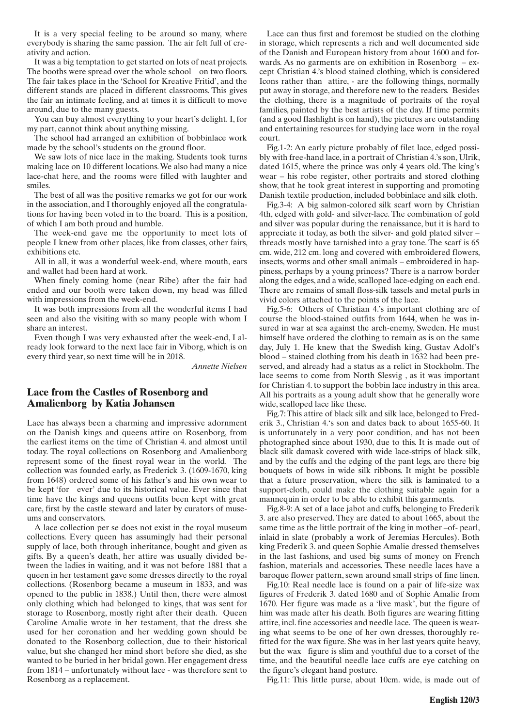It is a very special feeling to be around so many, where everybody is sharing the same passion. The air felt full of creativity and action.

It was a big temptation to get started on lots of neat projects. The booths were spread over the whole school on two floors. The fair takes place in the 'School for Kreative Fritid', and the different stands are placed in different classrooms. This gives the fair an intimate feeling, and at times it is difficult to move around, due to the many guests.

You can buy almost everything to your heart's delight. I, for my part, cannot think about anything missing.

The school had arranged an exhibition of bobbinlace work made by the school's students on the ground floor.

We saw lots of nice lace in the making. Students took turns making lace on 10 different locations. We also had many a nice lace-chat here, and the rooms were filled with laughter and smiles.

The best of all was the positive remarks we got for our work in the association, and I thoroughly enjoyed all the congratulations for having been voted in to the board. This is a position, of which I am both proud and humble.

The week-end gave me the opportunity to meet lots of people I knew from other places, like from classes, other fairs, exhibitions etc.

All in all, it was a wonderful week-end, where mouth, ears and wallet had been hard at work.

When finely coming home (near Ribe) after the fair had ended and our booth were taken down, my head was filled with impressions from the week-end.

It was both impressions from all the wonderful items I had seen and also the visiting with so many people with whom I share an interest.

Even though I was very exhausted after the week-end, I already look forward to the next lace fair in Viborg, which is on every third year, so next time will be in 2018.

*Annette Nielsen*

## Lace from the Castles of Rosenborg and Amalienborg by Katia Johansen

Lace has always been a charming and impressive adornment on the Danish kings and queens attire on Rosenborg, from the earliest items on the time of Christian 4. and almost until today. The royal collections on Rosenborg and Amalienborg represent some of the finest royal wear in the world. The collection was founded early, as Frederick 3. (1609-1670, king from 1648) ordered some of his father's and his own wear to be kept 'for ever' due to its historical value. Ever since that time have the kings and queens outfits been kept with great care, first by the castle steward and later by curators of museums and conservators.

A lace collection per se does not exist in the royal museum collections. Every queen has assumingly had their personal supply of lace, both through inheritance, bought and given as gifts. By a queen's death, her attire was usually divided between the ladies in waiting, and it was not before 1881 that a queen in her testament gave some dresses directly to the royal collections. (Rosenborg became a museum in 1833, and was opened to the public in 1838.) Until then, there were almost only clothing which had belonged to kings, that was sent for storage to Rosenborg, mostly right after their death. Queen Caroline Amalie wrote in her testament, that the dress she used for her coronation and her wedding gown should be donated to the Rosenborg collection, due to their historical value, but she changed her mind short before she died, as she wanted to be buried in her bridal gown. Her engagement dress from 1814 – unfortunately without lace - was therefore sent to Rosenborg as a replacement.

Lace can thus first and foremost be studied on the clothing in storage, which represents a rich and well documented side of the Danish and European history from about 1600 and forwards. As no garments are on exhibition in Rosenborg – except Christian 4.'s blood stained clothing, which is considered Icons rather than attire, - are the following things, normally put away in storage, and therefore new to the readers. Besides the clothing, there is a magnitude of portraits of the royal families, painted by the best artists of the day. If time permits (and a good flashlight is on hand), the pictures are outstanding and entertaining resources for studying lace worn in the royal court.

Fig.1-2: An early picture probably of filet lace, edged possibly with free-hand lace, in a portrait of Christian 4.'s son, Ulrik, dated 1615, where the prince was only 4 years old. The king's wear – his robe register, other portraits and stored clothing show, that he took great interest in supporting and promoting Danish textile production, included bobbinlace and silk cloth.

Fig.3-4: A big salmon-colored silk scarf worn by Christian 4th, edged with gold- and silver-lace. The combination of gold and silver was popular during the renaissance, but it is hard to appreciate it today, as both the silver- and gold plated silver – threads mostly have tarnished into a gray tone. The scarf is 65 cm. wide, 212 cm. long and covered with embroidered flowers, insects, worms and other small animals – embroidered in happiness, perhaps by a young princess? There is a narrow border along the edges, and a wide, scalloped lace-edging on each end. There are remains of small floss-silk tassels and metal purls in vivid colors attached to the points of the lace.

Fig.5-6: Others of Christian 4.'s important clothing are of course the blood-stained outfits from 1644, when he was insured in war at sea against the arch-enemy, Sweden. He must himself have ordered the clothing to remain as is on the same day, July 1. He knew that the Swedish king, Gustav Adolf's blood – stained clothing from his death in 1632 had been preserved, and already had a status as a relict in Stockholm. The lace seems to come from North Slesvig , as it was important for Christian 4. to support the bobbin lace industry in this area. All his portraits as a young adult show that he generally wore wide, scalloped lace like these.

Fig.7: This attire of black silk and silk lace, belonged to Frederik 3., Christian 4.'s son and dates back to about 1655-60. It is unfortunately in a very poor condition, and has not been photographed since about 1930, due to this. It is made out of black silk damask covered with wide lace-strips of black silk, and by the cuffs and the edging of the pant legs, are there big bouquets of bows in wide silk ribbons. It might be possible that a future preservation, where the silk is laminated to a support-cloth, could make the clothing suitable again for a mannequin in order to be able to exhibit this garments.

Fig.8-9: A set of a lace jabot and cuffs, belonging to Frederik 3. are also preserved. They are dated to about 1665, about the same time as the little portrait of the king in mother –of- pearl, inlaid in slate (probably a work of Jeremias Hercules). Both king Frederik 3. and queen Sophie Amalie dressed themselves in the last fashions, and used big sums of money on French fashion, materials and accessories. These needle laces have a baroque flower pattern, sewn around small strips of fine linen.

Fig.10: Real needle lace is found on a pair of life-size wax figures of Frederik 3. dated 1680 and of Sophie Amalie from 1670. Her figure was made as a 'live mask', but the figure of him was made after his death. Both figures are wearing fitting attire, incl. fine accessories and needle lace. The queen is wearing what seems to be one of her own dresses, thoroughly refitted for the wax figure. She was in her last years quite heavy, but the wax figure is slim and youthful due to a corset of the time, and the beautiful needle lace cuffs are eye catching on the figure's elegant hand posture.

Fig.11: This little purse, about 10cm. wide, is made out of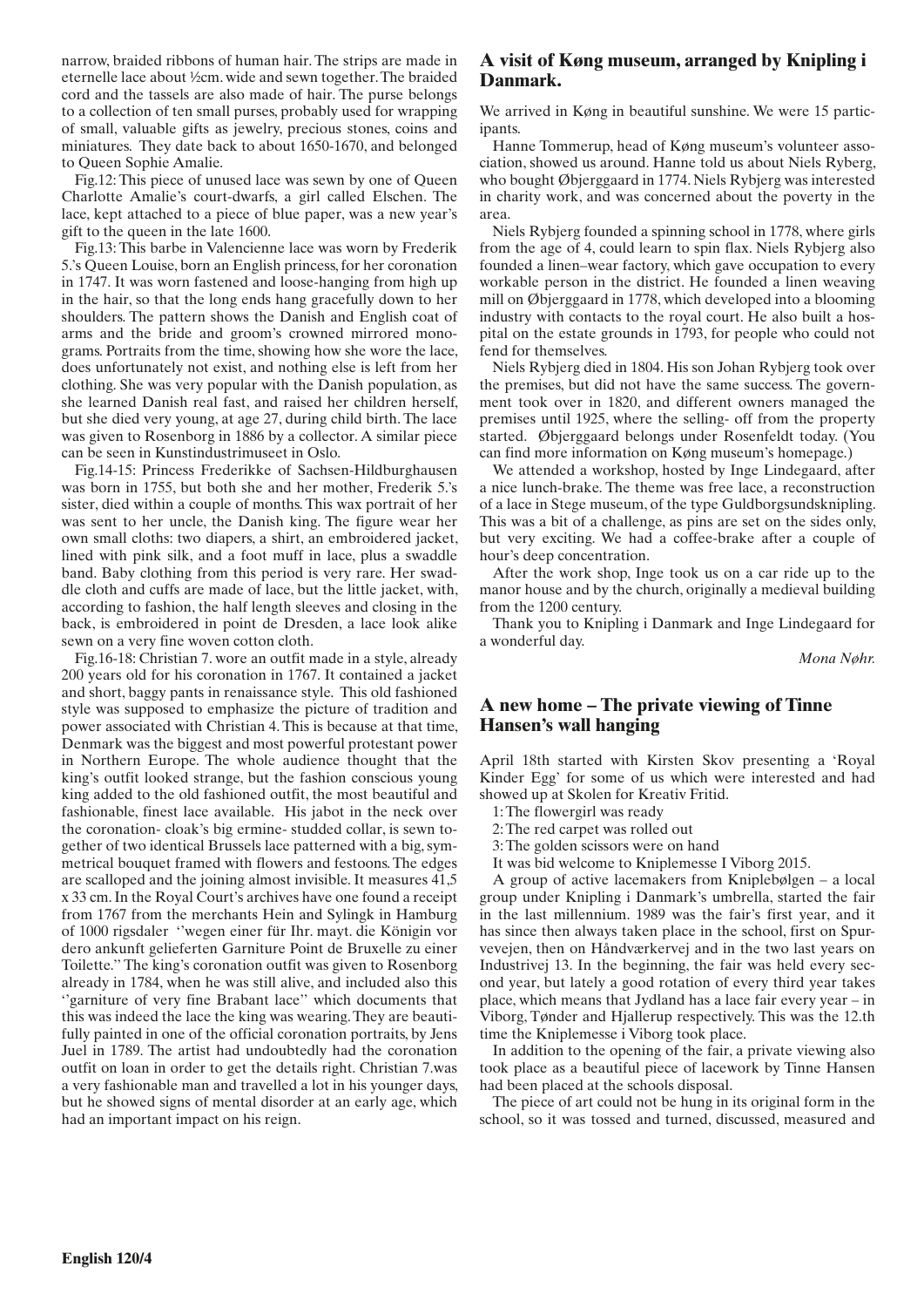narrow, braided ribbons of human hair. The strips are made in eternelle lace about ½cm. wide and sewn together. The braided cord and the tassels are also made of hair. The purse belongs to a collection of ten small purses, probably used for wrapping of small, valuable gifts as jewelry, precious stones, coins and miniatures. They date back to about 1650-1670, and belonged to Queen Sophie Amalie.

Fig.12: This piece of unused lace was sewn by one of Queen Charlotte Amalie's court-dwarfs, a girl called Elschen. The lace, kept attached to a piece of blue paper, was a new year's gift to the queen in the late 1600.

Fig.13: This barbe in Valencienne lace was worn by Frederik 5.'s Queen Louise, born an English princess, for her coronation in 1747. It was worn fastened and loose-hanging from high up in the hair, so that the long ends hang gracefully down to her shoulders. The pattern shows the Danish and English coat of arms and the bride and groom's crowned mirrored monograms. Portraits from the time, showing how she wore the lace, does unfortunately not exist, and nothing else is left from her clothing. She was very popular with the Danish population, as she learned Danish real fast, and raised her children herself, but she died very young, at age 27, during child birth. The lace was given to Rosenborg in 1886 by a collector. A similar piece can be seen in Kunstindustrimuseet in Oslo.

Fig.14-15: Princess Frederikke of Sachsen-Hildburghausen was born in 1755, but both she and her mother, Frederik 5.'s sister, died within a couple of months. This wax portrait of her was sent to her uncle, the Danish king. The figure wear her own small cloths: two diapers, a shirt, an embroidered jacket, lined with pink silk, and a foot muff in lace, plus a swaddle band. Baby clothing from this period is very rare. Her swaddle cloth and cuffs are made of lace, but the little jacket, with, according to fashion, the half length sleeves and closing in the back, is embroidered in point de Dresden, a lace look alike sewn on a very fine woven cotton cloth.

Fig.16-18: Christian 7. wore an outfit made in a style, already 200 years old for his coronation in 1767. It contained a jacket and short, baggy pants in renaissance style. This old fashioned style was supposed to emphasize the picture of tradition and power associated with Christian 4. This is because at that time, Denmark was the biggest and most powerful protestant power in Northern Europe. The whole audience thought that the king's outfit looked strange, but the fashion conscious young king added to the old fashioned outfit, the most beautiful and fashionable, finest lace available. His jabot in the neck over the coronation- cloak's big ermine- studded collar, is sewn together of two identical Brussels lace patterned with a big, symmetrical bouquet framed with flowers and festoons. The edges are scalloped and the joining almost invisible. It measures 41,5 x 33 cm. In the Royal Court's archives have one found a receipt from 1767 from the merchants Hein and Sylingk in Hamburg of 1000 rigsdaler ''wegen einer für Ihr. mayt. die Königin vor dero ankunft gelieferten Garniture Point de Bruxelle zu einer Toilette." The king's coronation outfit was given to Rosenborg already in 1784, when he was still alive, and included also this ''garniture of very fine Brabant lace'' which documents that this was indeed the lace the king was wearing. They are beautifully painted in one of the official coronation portraits, by Jens Juel in 1789. The artist had undoubtedly had the coronation outfit on loan in order to get the details right. Christian 7.was a very fashionable man and travelled a lot in his younger days, but he showed signs of mental disorder at an early age, which had an important impact on his reign.

## A visit of Køng museum, arranged by Knipling i Danmark.

We arrived in Køng in beautiful sunshine. We were 15 participants.

Hanne Tommerup, head of Køng museum's volunteer association, showed us around. Hanne told us about Niels Ryberg, who bought Øbjerggaard in 1774. Niels Rybjerg was interested in charity work, and was concerned about the poverty in the area.

Niels Rybjerg founded a spinning school in 1778, where girls from the age of 4, could learn to spin flax. Niels Rybjerg also founded a linen–wear factory, which gave occupation to every workable person in the district. He founded a linen weaving mill on Øbjerggaard in 1778, which developed into a blooming industry with contacts to the royal court. He also built a hospital on the estate grounds in 1793, for people who could not fend for themselves.

Niels Rybjerg died in 1804. His son Johan Rybjerg took over the premises, but did not have the same success. The government took over in 1820, and different owners managed the premises until 1925, where the selling- off from the property started. Øbjerggaard belongs under Rosenfeldt today. (You can find more information on Køng museum's homepage.)

We attended a workshop, hosted by Inge Lindegaard, after a nice lunch-brake. The theme was free lace, a reconstruction of a lace in Stege museum, of the type Guldborgsundsknipling. This was a bit of a challenge, as pins are set on the sides only, but very exciting. We had a coffee-brake after a couple of hour's deep concentration.

After the work shop, Inge took us on a car ride up to the manor house and by the church, originally a medieval building from the 1200 century.

Thank you to Knipling i Danmark and Inge Lindegaard for a wonderful day.

*Mona Nøhr.*

## A new home – The private viewing of Tinne Hansen's wall hanging

April 18th started with Kirsten Skov presenting a 'Royal Kinder Egg' for some of us which were interested and had showed up at Skolen for Kreativ Fritid.

1: The flowergirl was ready
2: The red carpet was rolled out
3: The golden scissors were on hand

It was bid welcome to Kniplemesse I Viborg 2015.

A group of active lacemakers from Kniplebølgen – a local group under Knipling i Danmark's umbrella, started the fair in the last millennium. 1989 was the fair's first year, and it has since then always taken place in the school, first on Spurvevejen, then on Håndværkervej and in the two last years on Industrivej 13. In the beginning, the fair was held every second year, but lately a good rotation of every third year takes place, which means that Jydland has a lace fair every year – in Viborg, Tønder and Hjallerup respectively. This was the 12.th time the Kniplemesse i Viborg took place.

In addition to the opening of the fair, a private viewing also took place as a beautiful piece of lacework by Tinne Hansen had been placed at the schools disposal.

The piece of art could not be hung in its original form in the school, so it was tossed and turned, discussed, measured and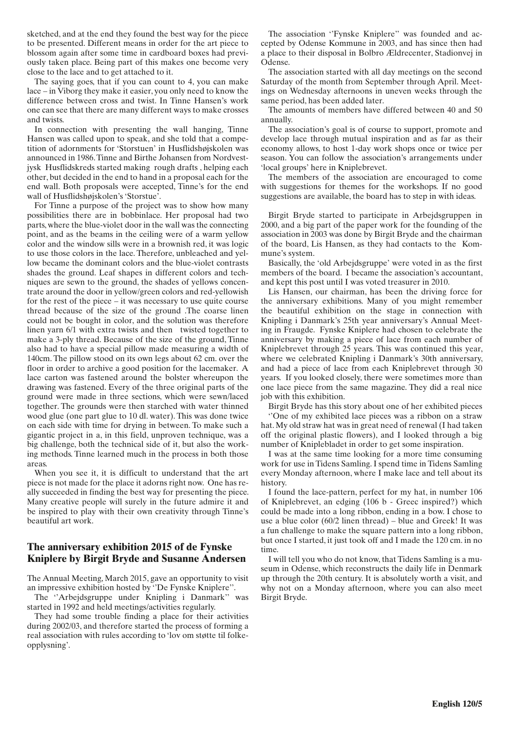sketched, and at the end they found the best way for the piece to be presented. Different means in order for the art piece to blossom again after some time in cardboard boxes had previously taken place. Being part of this makes one become very close to the lace and to get attached to it.

The saying goes, that if you can count to 4, you can make lace – in Viborg they make it easier, you only need to know the difference between cross and twist. In Tinne Hansen's work one can see that there are many different ways to make crosses and twists.

In connection with presenting the wall hanging, Tinne Hansen was called upon to speak, and she told that a competition of adornments for 'Storstuen' in Husflidshøjskolen was announced in 1986. Tinne and Birthe Johansen from Nordvestjysk Husflidskreds started making rough drafts , helping each other, but decided in the end to hand in a proposal each for the end wall. Both proposals were accepted, Tinne's for the end wall of Husflidshøjskolen's 'Storstue'.

For Tinne a purpose of the project was to show how many possibilities there are in bobbinlace. Her proposal had two parts, where the blue-violet door in the wall was the connecting point, and as the beams in the ceiling were of a warm yellow color and the window sills were in a brownish red, it was logic to use those colors in the lace. Therefore, unbleached and yellow became the dominant colors and the blue-violet contrasts shades the ground. Leaf shapes in different colors and techniques are sewn to the ground, the shades of yellows concentrate around the door in yellow/green colors and red-yellowish for the rest of the piece – it was necessary to use quite course thread because of the size of the ground .The coarse linen could not be bought in color, and the solution was therefore linen yarn 6/1 with extra twists and then twisted together to make a 3-ply thread. Because of the size of the ground, Tinne also had to have a special pillow made measuring a width of 140cm. The pillow stood on its own legs about 62 cm. over the floor in order to archive a good position for the lacemaker. A lace carton was fastened around the bolster whereupon the drawing was fastened. Every of the three original parts of the ground were made in three sections, which were sewn/laced together. The grounds were then starched with water thinned wood glue (one part glue to 10 dl. water). This was done twice on each side with time for drying in between. To make such a gigantic project in a, in this field, unproven technique, was a big challenge, both the technical side of it, but also the working methods. Tinne learned much in the process in both those areas.

When you see it, it is difficult to understand that the art piece is not made for the place it adorns right now. One has really succeeded in finding the best way for presenting the piece. Many creative people will surely in the future admire it and be inspired to play with their own creativity through Tinne's beautiful art work.

## The anniversary exhibition 2015 of de Fynske Kniplere by Birgit Bryde and Susanne Andersen

The Annual Meeting, March 2015, gave an opportunity to visit an impressive exhibition hosted by ''De Fynske Kniplere''.

The ''Arbejdsgruppe under Knipling i Danmark'' was started in 1992 and held meetings/activities regularly.

They had some trouble finding a place for their activities during 2002/03, and therefore started the process of forming a real association with rules according to 'lov om støtte til folkeopplysning'.

The association ''Fynske Kniplere'' was founded and accepted by Odense Kommune in 2003, and has since then had a place to their disposal in Bolbro Ældrecenter, Stadionvej in Odense.

The association started with all day meetings on the second Saturday of the month from September through April. Meetings on Wednesday afternoons in uneven weeks through the same period, has been added later.

The amounts of members have differed between 40 and 50 annually.

The association's goal is of course to support, promote and develop lace through mutual inspiration and as far as their economy allows, to host 1-day work shops once or twice per season. You can follow the association's arrangements under 'local groups' here in Kniplebrevet.

The members of the association are encouraged to come with suggestions for themes for the workshops. If no good suggestions are available, the board has to step in with ideas.

Birgit Bryde started to participate in Arbejdsgruppen in 2000, and a big part of the paper work for the founding of the association in 2003 was done by Birgit Bryde and the chairman of the board, Lis Hansen, as they had contacts to the Kommune's system.

Basically, the 'old Arbejdsgruppe' were voted in as the first members of the board. I became the association's accountant, and kept this post until I was voted treasurer in 2010.

Lis Hansen, our chairman, has been the driving force for the anniversary exhibitions. Many of you might remember the beautiful exhibition on the stage in connection with Knipling i Danmark's 25th year anniversary's Annual Meeting in Fraugde. Fynske Kniplere had chosen to celebrate the anniversary by making a piece of lace from each number of Kniplebrevet through 25 years. This was continued this year, where we celebrated Knipling i Danmark's 30th anniversary, and had a piece of lace from each Kniplebrevet through 30 years. If you looked closely, there were sometimes more than one lace piece from the same magazine. They did a real nice job with this exhibition.

Birgit Bryde has this story about one of her exhibited pieces

''One of my exhibited lace pieces was a ribbon on a straw hat. My old straw hat was in great need of renewal (I had taken off the original plastic flowers), and I looked through a big number of Kniplebladet in order to get some inspiration.

I was at the same time looking for a more time consuming work for use in Tidens Samling. I spend time in Tidens Samling every Monday afternoon, where I make lace and tell about its history.

I found the lace-pattern, perfect for my hat, in number 106 of Kniplebrevet, an edging (106 b - Greec inspired?) which could be made into a long ribbon, ending in a bow. I chose to use a blue color (60/2 linen thread) – blue and Greek! It was a fun challenge to make the square pattern into a long ribbon, but once I started, it just took off and I made the 120 cm. in no time.

I will tell you who do not know, that Tidens Samling is a museum in Odense, which reconstructs the daily life in Denmark up through the 20th century. It is absolutely worth a visit, and why not on a Monday afternoon, where you can also meet Birgit Bryde.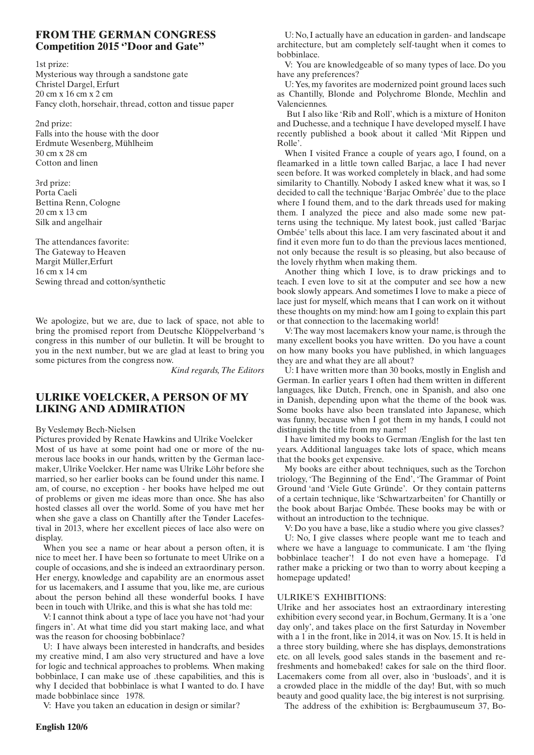## FROM THE GERMAN CONGRESS
### Competition 2015 ''Door and Gate''

1st prize:
Mysterious way through a sandstone gate
Christel Dargel, Erfurt
20 cm x 16 cm x 2 cm
Fancy cloth, horsehair, thread, cotton and tissue paper

2nd prize:
Falls into the house with the door
Erdmute Wesenberg, Mühlheim
30 cm x 28 cm
Cotton and linen

3rd prize:
Porta Caeli
Bettina Renn, Cologne
20 cm x 13 cm
Silk and angelhair

The attendances favorite:
The Gateway to Heaven
Margit Müller,Erfurt
16 cm x 14 cm
Sewing thread and cotton/synthetic

We apologize, but we are, due to lack of space, not able to bring the promised report from Deutsche Klöppelverband 's congress in this number of our bulletin. It will be brought to you in the next number, but we are glad at least to bring you some pictures from the congress now.

*Kind regards, The Editors*

## ULRIKE VOELCKER, A PERSON OF MY LIKING AND ADMIRATION

By Veslemøy Bech-Nielsen
Pictures provided by Renate Hawkins and Ulrike Voelcker

Most of us have at some point had one or more of the numerous lace books in our hands, written by the German lacemaker, Ulrike Voelcker. Her name was Ulrike Löhr before she married, so her earlier books can be found under this name. I am, of course, no exception - her books have helped me out of problems or given me ideas more than once. She has also hosted classes all over the world. Some of you have met her when she gave a class on Chantilly after the Tønder Lacefestival in 2013, where her excellent pieces of lace also were on display.

When you see a name or hear about a person often, it is nice to meet her. I have been so fortunate to meet Ulrike on a couple of occasions, and she is indeed an extraordinary person. Her energy, knowledge and capability are an enormous asset for us lacemakers, and I assume that you, like me, are curious about the person behind all these wonderful books. I have been in touch with Ulrike, and this is what she has told me:

V: I cannot think about a type of lace you have not 'had your fingers in'. At what time did you start making lace, and what was the reason for choosing bobbinlace?

U: I have always been interested in handcrafts, and besides my creative mind, I am also very structured and have a love for logic and technical approaches to problems. When making bobbinlace, I can make use of .these capabilities, and this is why I decided that bobbinlace is what I wanted to do. I have made bobbinlace since 1978.

V: Have you taken an education in design or similar?

U: No, I actually have an education in garden- and landscape architecture, but am completely self-taught when it comes to bobbinlace.

V: You are knowledgeable of so many types of lace. Do you have any preferences?

U: Yes, my favorites are modernized point ground laces such as Chantilly, Blonde and Polychrome Blonde, Mechlin and Valenciennes.

But I also like 'Rib and Roll', which is a mixture of Honiton and Duchesse, and a technique I have developed myself. I have recently published a book about it called 'Mit Rippen und Rolle'.

When I visited France a couple of years ago, I found, on a fleamarked in a little town called Barjac, a lace I had never seen before. It was worked completely in black, and had some similarity to Chantilly. Nobody I asked knew what it was, so I decided to call the technique 'Barjac Ombrée' due to the place where I found them, and to the dark threads used for making them. I analyzed the piece and also made some new patterns using the technique. My latest book, just called 'Barjac Ombée' tells about this lace. I am very fascinated about it and find it even more fun to do than the previous laces mentioned, not only because the result is so pleasing, but also because of the lovely rhythm when making them.

Another thing which I love, is to draw prickings and to teach. I even love to sit at the computer and see how a new book slowly appears. And sometimes I love to make a piece of lace just for myself, which means that I can work on it without these thoughts on my mind: how am I going to explain this part or that connection to the lacemaking world!

V: The way most lacemakers know your name, is through the many excellent books you have written. Do you have a count on how many books you have published, in which languages they are and what they are all about?

U: I have written more than 30 books, mostly in English and German. In earlier years I often had them written in different languages, like Dutch, French, one in Spanish, and also one in Danish, depending upon what the theme of the book was. Some books have also been translated into Japanese, which was funny, because when I got them in my hands, I could not distinguish the title from my name!

I have limited my books to German /English for the last ten years. Additional languages take lots of space, which means that the books get expensive.

My books are either about techniques, such as the Torchon triology, 'The Beginning of the End', 'The Grammar of Point Ground 'and 'Viele Gute Gründe'. Or they contain patterns of a certain technique, like 'Schwartzarbeiten' for Chantilly or the book about Barjac Ombée. These books may be with or without an introduction to the technique.

V: Do you have a base, like a studio where you give classes?

U: No, I give classes where people want me to teach and where we have a language to communicate. I am 'the flying bobbinlace teacher'! I do not even have a homepage. I'd rather make a pricking or two than to worry about keeping a homepage updated!

ULRIKE'S EXHIBITIONS:

Ulrike and her associates host an extraordinary interesting exhibition every second year, in Bochum, Germany. It is a 'one day only', and takes place on the first Saturday in November with a 1 in the front, like in 2014, it was on Nov. 15. It is held in a three story building, where she has displays, demonstrations etc. on all levels, good sales stands in the basement and refreshments and homebaked! cakes for sale on the third floor. Lacemakers come from all over, also in 'busloads', and it is a crowded place in the middle of the day! But, with so much beauty and good quality lace, the big interest is not surprising.

The address of the exhibition is: Bergbaumuseum 37, Bo-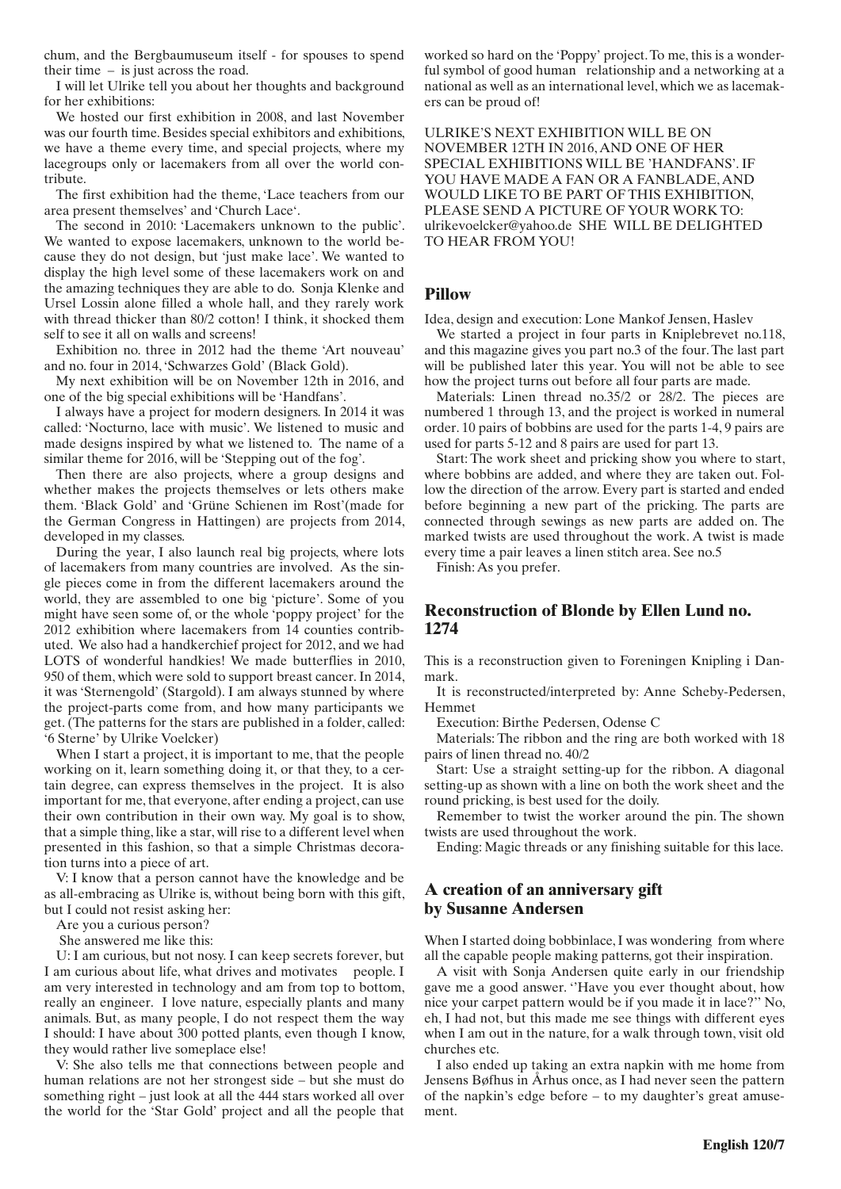chum, and the Bergbaumuseum itself - for spouses to spend their time – is just across the road.

I will let Ulrike tell you about her thoughts and background for her exhibitions:

We hosted our first exhibition in 2008, and last November was our fourth time. Besides special exhibitors and exhibitions, we have a theme every time, and special projects, where my lacegroups only or lacemakers from all over the world contribute.

The first exhibition had the theme, 'Lace teachers from our area present themselves' and 'Church Lace'.

The second in 2010: 'Lacemakers unknown to the public'. We wanted to expose lacemakers, unknown to the world because they do not design, but 'just make lace'. We wanted to display the high level some of these lacemakers work on and the amazing techniques they are able to do. Sonja Klenke and Ursel Lossin alone filled a whole hall, and they rarely work with thread thicker than 80/2 cotton! I think, it shocked them self to see it all on walls and screens!

Exhibition no. three in 2012 had the theme 'Art nouveau' and no. four in 2014, 'Schwarzes Gold' (Black Gold).

My next exhibition will be on November 12th in 2016, and one of the big special exhibitions will be 'Handfans'.

I always have a project for modern designers. In 2014 it was called: 'Nocturno, lace with music'. We listened to music and made designs inspired by what we listened to. The name of a similar theme for 2016, will be 'Stepping out of the fog'.

Then there are also projects, where a group designs and whether makes the projects themselves or lets others make them. 'Black Gold' and 'Grüne Schienen im Rost'(made for the German Congress in Hattingen) are projects from 2014, developed in my classes.

During the year, I also launch real big projects, where lots of lacemakers from many countries are involved. As the single pieces come in from the different lacemakers around the world, they are assembled to one big 'picture'. Some of you might have seen some of, or the whole 'poppy project' for the 2012 exhibition where lacemakers from 14 counties contributed. We also had a handkerchief project for 2012, and we had LOTS of wonderful handkies! We made butterflies in 2010, 950 of them, which were sold to support breast cancer. In 2014, it was 'Sternengold' (Stargold). I am always stunned by where the project-parts come from, and how many participants we get. (The patterns for the stars are published in a folder, called: '6 Sterne' by Ulrike Voelcker)

When I start a project, it is important to me, that the people working on it, learn something doing it, or that they, to a certain degree, can express themselves in the project. It is also important for me, that everyone, after ending a project, can use their own contribution in their own way. My goal is to show, that a simple thing, like a star, will rise to a different level when presented in this fashion, so that a simple Christmas decoration turns into a piece of art.

V: I know that a person cannot have the knowledge and be as all-embracing as Ulrike is, without being born with this gift, but I could not resist asking her:

Are you a curious person?

She answered me like this:

U: I am curious, but not nosy. I can keep secrets forever, but I am curious about life, what drives and motivates people. I am very interested in technology and am from top to bottom, really an engineer. I love nature, especially plants and many animals. But, as many people, I do not respect them the way I should: I have about 300 potted plants, even though I know, they would rather live someplace else!

V: She also tells me that connections between people and human relations are not her strongest side – but she must do something right – just look at all the 444 stars worked all over the world for the 'Star Gold' project and all the people that worked so hard on the 'Poppy' project. To me, this is a wonderful symbol of good human relationship and a networking at a national as well as an international level, which we as lacemakers can be proud of!

ULRIKE'S NEXT EXHIBITION WILL BE ON NOVEMBER 12TH IN 2016, AND ONE OF HER SPECIAL EXHIBITIONS WILL BE 'HANDFANS'. IF YOU HAVE MADE A FAN OR A FANBLADE, AND WOULD LIKE TO BE PART OF THIS EXHIBITION, PLEASE SEND A PICTURE OF YOUR WORK TO: ulrikevoelcker@yahoo.de SHE WILL BE DELIGHTED TO HEAR FROM YOU!

## Pillow

Idea, design and execution: Lone Mankof Jensen, Haslev

We started a project in four parts in Kniplebrevet no.118, and this magazine gives you part no.3 of the four. The last part will be published later this year. You will not be able to see how the project turns out before all four parts are made.

Materials: Linen thread no.35/2 or 28/2. The pieces are numbered 1 through 13, and the project is worked in numeral order. 10 pairs of bobbins are used for the parts 1-4, 9 pairs are used for parts 5-12 and 8 pairs are used for part 13.

Start: The work sheet and pricking show you where to start, where bobbins are added, and where they are taken out. Follow the direction of the arrow. Every part is started and ended before beginning a new part of the pricking. The parts are connected through sewings as new parts are added on. The marked twists are used throughout the work. A twist is made every time a pair leaves a linen stitch area. See no.5

Finish: As you prefer.

## Reconstruction of Blonde by Ellen Lund no. 1274

This is a reconstruction given to Foreningen Knipling i Danmark.

It is reconstructed/interpreted by: Anne Scheby-Pedersen, Hemmet

Execution: Birthe Pedersen, Odense C

Materials: The ribbon and the ring are both worked with 18 pairs of linen thread no. 40/2

Start: Use a straight setting-up for the ribbon. A diagonal setting-up as shown with a line on both the work sheet and the round pricking, is best used for the doily.

Remember to twist the worker around the pin. The shown twists are used throughout the work.

Ending: Magic threads or any finishing suitable for this lace.

## A creation of an anniversary gift by Susanne Andersen

When I started doing bobbinlace, I was wondering from where all the capable people making patterns, got their inspiration.

A visit with Sonja Andersen quite early in our friendship gave me a good answer. ''Have you ever thought about, how nice your carpet pattern would be if you made it in lace?'' No, eh, I had not, but this made me see things with different eyes when I am out in the nature, for a walk through town, visit old churches etc.

I also ended up taking an extra napkin with me home from Jensens Bøfhus in Århus once, as I had never seen the pattern of the napkin's edge before – to my daughter's great amusement.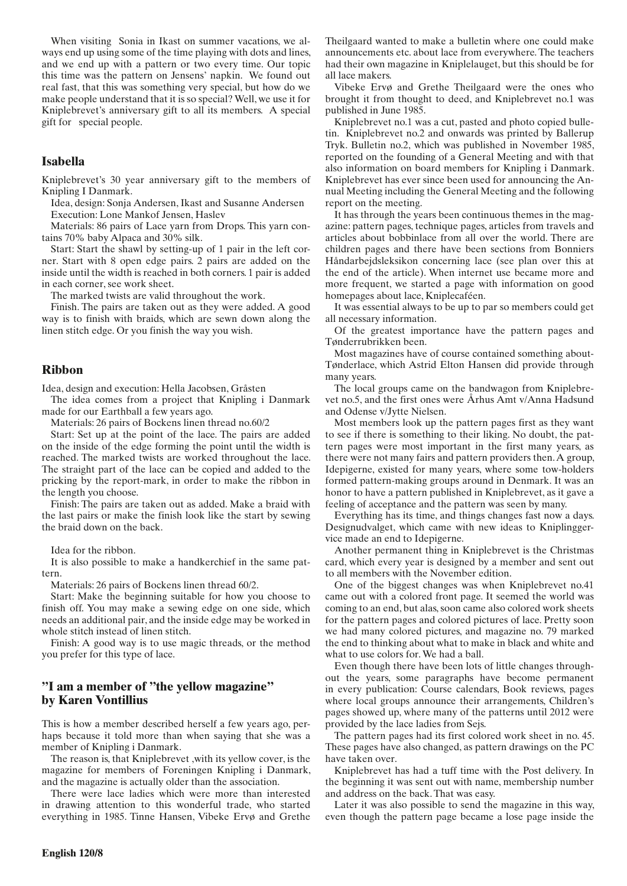When visiting Sonia in Ikast on summer vacations, we always end up using some of the time playing with dots and lines, and we end up with a pattern or two every time. Our topic this time was the pattern on Jensens' napkin. We found out real fast, that this was something very special, but how do we make people understand that it is so special? Well, we use it for Kniplebrevet's anniversary gift to all its members. A special gift for special people.

## Isabella

Kniplebrevet's 30 year anniversary gift to the members of Knipling I Danmark.

Idea, design: Sonja Andersen, Ikast and Susanne Andersen

Execution: Lone Mankof Jensen, Haslev

Materials: 86 pairs of Lace yarn from Drops. This yarn contains 70% baby Alpaca and 30% silk.

Start: Start the shawl by setting-up of 1 pair in the left corner. Start with 8 open edge pairs. 2 pairs are added on the inside until the width is reached in both corners. 1 pair is added in each corner, see work sheet.

The marked twists are valid throughout the work.

Finish. The pairs are taken out as they were added. A good way is to finish with braids, which are sewn down along the linen stitch edge. Or you finish the way you wish.

## Ribbon

Idea, design and execution: Hella Jacobsen, Gråsten

The idea comes from a project that Knipling i Danmark made for our Earthball a few years ago.

Materials: 26 pairs of Bockens linen thread no.60/2

Start: Set up at the point of the lace. The pairs are added on the inside of the edge forming the point until the width is reached. The marked twists are worked throughout the lace. The straight part of the lace can be copied and added to the pricking by the report-mark, in order to make the ribbon in the length you choose.

Finish: The pairs are taken out as added. Make a braid with the last pairs or make the finish look like the start by sewing the braid down on the back.

Idea for the ribbon.

It is also possible to make a handkerchief in the same pattern.

Materials: 26 pairs of Bockens linen thread 60/2.

Start: Make the beginning suitable for how you choose to finish off. You may make a sewing edge on one side, which needs an additional pair, and the inside edge may be worked in whole stitch instead of linen stitch.

Finish: A good way is to use magic threads, or the method you prefer for this type of lace.

## "I am a member of "the yellow magazine" by Karen Vontillius

This is how a member described herself a few years ago, perhaps because it told more than when saying that she was a member of Knipling i Danmark.

The reason is, that Kniplebrevet ,with its yellow cover, is the magazine for members of Foreningen Knipling i Danmark, and the magazine is actually older than the association.

There were lace ladies which were more than interested in drawing attention to this wonderful trade, who started everything in 1985. Tinne Hansen, Vibeke Ervø and Grethe Theilgaard wanted to make a bulletin where one could make announcements etc. about lace from everywhere. The teachers had their own magazine in Kniplelauget, but this should be for all lace makers.

Vibeke Ervø and Grethe Theilgaard were the ones who brought it from thought to deed, and Kniplebrevet no.1 was published in June 1985.

Kniplebrevet no.1 was a cut, pasted and photo copied bulletin. Kniplebrevet no.2 and onwards was printed by Ballerup Tryk. Bulletin no.2, which was published in November 1985, reported on the founding of a General Meeting and with that also information on board members for Knipling i Danmark. Kniplebrevet has ever since been used for announcing the Annual Meeting including the General Meeting and the following report on the meeting.

It has through the years been continuous themes in the magazine: pattern pages, technique pages, articles from travels and articles about bobbinlace from all over the world. There are children pages and there have been sections from Bonniers Håndarbejdsleksikon concerning lace (see plan over this at the end of the article). When internet use became more and more frequent, we started a page with information on good homepages about lace, Kniplecaféen.

It was essential always to be up to par so members could get all necessary information.

Of the greatest importance have the pattern pages and Tønderrubrikken been.

Most magazines have of course contained something about-Tønderlace, which Astrid Elton Hansen did provide through many years.

The local groups came on the bandwagon from Kniplebrevet no.5, and the first ones were Århus Amt v/Anna Hadsund and Odense v/Jytte Nielsen.

Most members look up the pattern pages first as they want to see if there is something to their liking. No doubt, the pattern pages were most important in the first many years, as there were not many fairs and pattern providers then. A group, Idepigerne, existed for many years, where some tow-holders formed pattern-making groups around in Denmark. It was an honor to have a pattern published in Kniplebrevet, as it gave a feeling of acceptance and the pattern was seen by many.

Everything has its time, and things changes fast now a days. Designudvalget, which came with new ideas to Kniplinggervice made an end to Idepigerne.

Another permanent thing in Kniplebrevet is the Christmas card, which every year is designed by a member and sent out to all members with the November edition.

One of the biggest changes was when Kniplebrevet no.41 came out with a colored front page. It seemed the world was coming to an end, but alas, soon came also colored work sheets for the pattern pages and colored pictures of lace. Pretty soon we had many colored pictures, and magazine no. 79 marked the end to thinking about what to make in black and white and what to use colors for. We had a ball.

Even though there have been lots of little changes throughout the years, some paragraphs have become permanent in every publication: Course calendars, Book reviews, pages where local groups announce their arrangements, Children's pages showed up, where many of the patterns until 2012 were provided by the lace ladies from Sejs.

The pattern pages had its first colored work sheet in no. 45. These pages have also changed, as pattern drawings on the PC have taken over.

Kniplebrevet has had a tuff time with the Post delivery. In the beginning it was sent out with name, membership number and address on the back. That was easy.

Later it was also possible to send the magazine in this way, even though the pattern page became a lose page inside the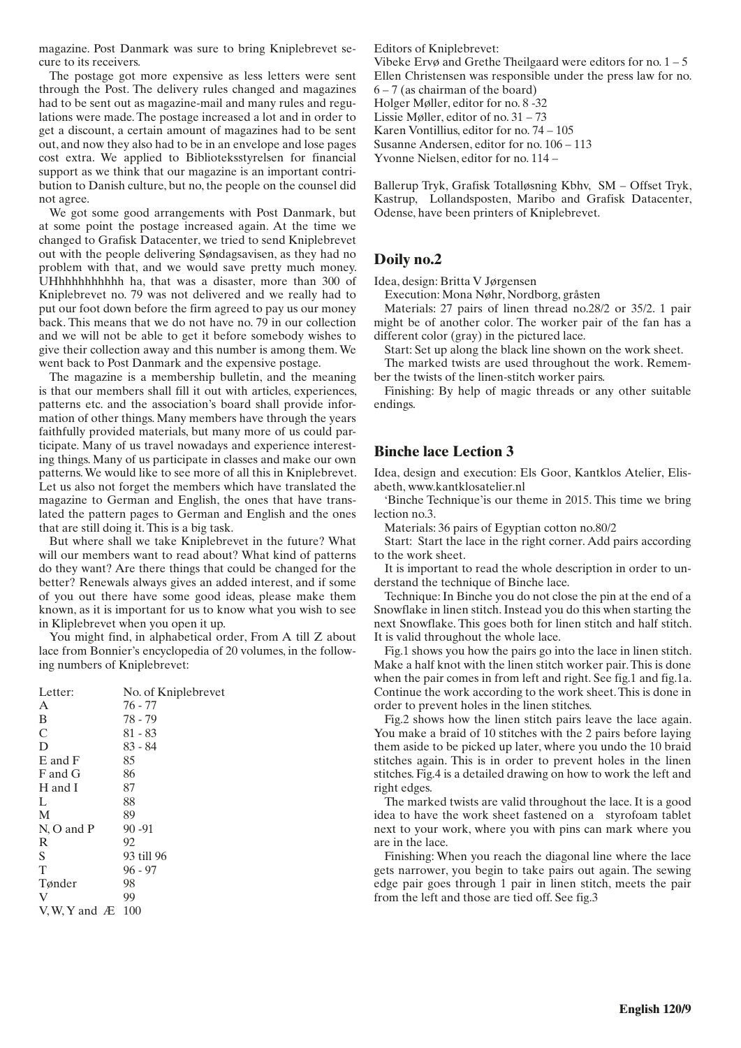magazine. Post Danmark was sure to bring Kniplebrevet secure to its receivers.

The postage got more expensive as less letters were sent through the Post. The delivery rules changed and magazines had to be sent out as magazine-mail and many rules and regulations were made. The postage increased a lot and in order to get a discount, a certain amount of magazines had to be sent out, and now they also had to be in an envelope and lose pages cost extra. We applied to Biblioteksstyrelsen for financial support as we think that our magazine is an important contribution to Danish culture, but no, the people on the counsel did not agree.

We got some good arrangements with Post Danmark, but at some point the postage increased again. At the time we changed to Grafisk Datacenter, we tried to send Kniplebrevet out with the people delivering Søndagsavisen, as they had no problem with that, and we would save pretty much money. UHhhhhhhhhh ha, that was a disaster, more than 300 of Kniplebrevet no. 79 was not delivered and we really had to put our foot down before the firm agreed to pay us our money back. This means that we do not have no. 79 in our collection and we will not be able to get it before somebody wishes to give their collection away and this number is among them. We went back to Post Danmark and the expensive postage.

The magazine is a membership bulletin, and the meaning is that our members shall fill it out with articles, experiences, patterns etc. and the association's board shall provide information of other things. Many members have through the years faithfully provided materials, but many more of us could participate. Many of us travel nowadays and experience interesting things. Many of us participate in classes and make our own patterns. We would like to see more of all this in Kniplebrevet. Let us also not forget the members which have translated the magazine to German and English, the ones that have translated the pattern pages to German and English and the ones that are still doing it. This is a big task.

But where shall we take Kniplebrevet in the future? What will our members want to read about? What kind of patterns do they want? Are there things that could be changed for the better? Renewals always gives an added interest, and if some of you out there have some good ideas, please make them known, as it is important for us to know what you wish to see in Kliplebrevet when you open it up.

You might find, in alphabetical order, From A till Z about lace from Bonnier's encyclopedia of 20 volumes, in the following numbers of Kniplebrevet:

| Letter: | No. of Kniplebrevet |
|---|---|
| A | 76 - 77 |
| B | 78 - 79 |
| C | 81 - 83 |
| D | 83 - 84 |
| E and F | 85 |
| F and G | 86 |
| H and I | 87 |
| L | 88 |
| M | 89 |
| N, O and P | 90 -91 |
| R | 92 |
| S | 93 till 96 |
| T | 96 - 97 |
| Tønder | 98 |
| V | 99 |
| V, W, Y and Æ | 100 |

Editors of Kniplebrevet:
Vibeke Ervø and Grethe Theilgaard were editors for no. 1 – 5
Ellen Christensen was responsible under the press law for no. 6 – 7 (as chairman of the board)
Holger Møller, editor for no. 8 -32
Lissie Møller, editor of no. 31 – 73
Karen Vontillius, editor for no. 74 – 105
Susanne Andersen, editor for no. 106 – 113
Yvonne Nielsen, editor for no. 114 –

Ballerup Tryk, Grafisk Totalløsning Kbhv, SM – Offset Tryk, Kastrup, Lollandsposten, Maribo and Grafisk Datacenter, Odense, have been printers of Kniplebrevet.

## Doily no.2

Idea, design: Britta V Jørgensen

Execution: Mona Nøhr, Nordborg, gråsten

Materials: 27 pairs of linen thread no.28/2 or 35/2. 1 pair might be of another color. The worker pair of the fan has a different color (gray) in the pictured lace.

Start: Set up along the black line shown on the work sheet.

The marked twists are used throughout the work. Remember the twists of the linen-stitch worker pairs.

Finishing: By help of magic threads or any other suitable endings.

## Binche lace Lection 3

Idea, design and execution: Els Goor, Kantklos Atelier, Elisabeth, www.kantklosatelier.nl

'Binche Technique' is our theme in 2015. This time we bring lection no.3.

Materials: 36 pairs of Egyptian cotton no.80/2

Start: Start the lace in the right corner. Add pairs according to the work sheet.

It is important to read the whole description in order to understand the technique of Binche lace.

Technique: In Binche you do not close the pin at the end of a Snowflake in linen stitch. Instead you do this when starting the next Snowflake. This goes both for linen stitch and half stitch. It is valid throughout the whole lace.

Fig.1 shows you how the pairs go into the lace in linen stitch. Make a half knot with the linen stitch worker pair. This is done when the pair comes in from left and right. See fig.1 and fig.1a. Continue the work according to the work sheet. This is done in order to prevent holes in the linen stitches.

Fig.2 shows how the linen stitch pairs leave the lace again. You make a braid of 10 stitches with the 2 pairs before laying them aside to be picked up later, where you undo the 10 braid stitches again. This is in order to prevent holes in the linen stitches. Fig.4 is a detailed drawing on how to work the left and right edges.

The marked twists are valid throughout the lace. It is a good idea to have the work sheet fastened on a styrofoam tablet next to your work, where you with pins can mark where you are in the lace.

Finishing: When you reach the diagonal line where the lace gets narrower, you begin to take pairs out again. The sewing edge pair goes through 1 pair in linen stitch, meets the pair from the left and those are tied off. See fig.3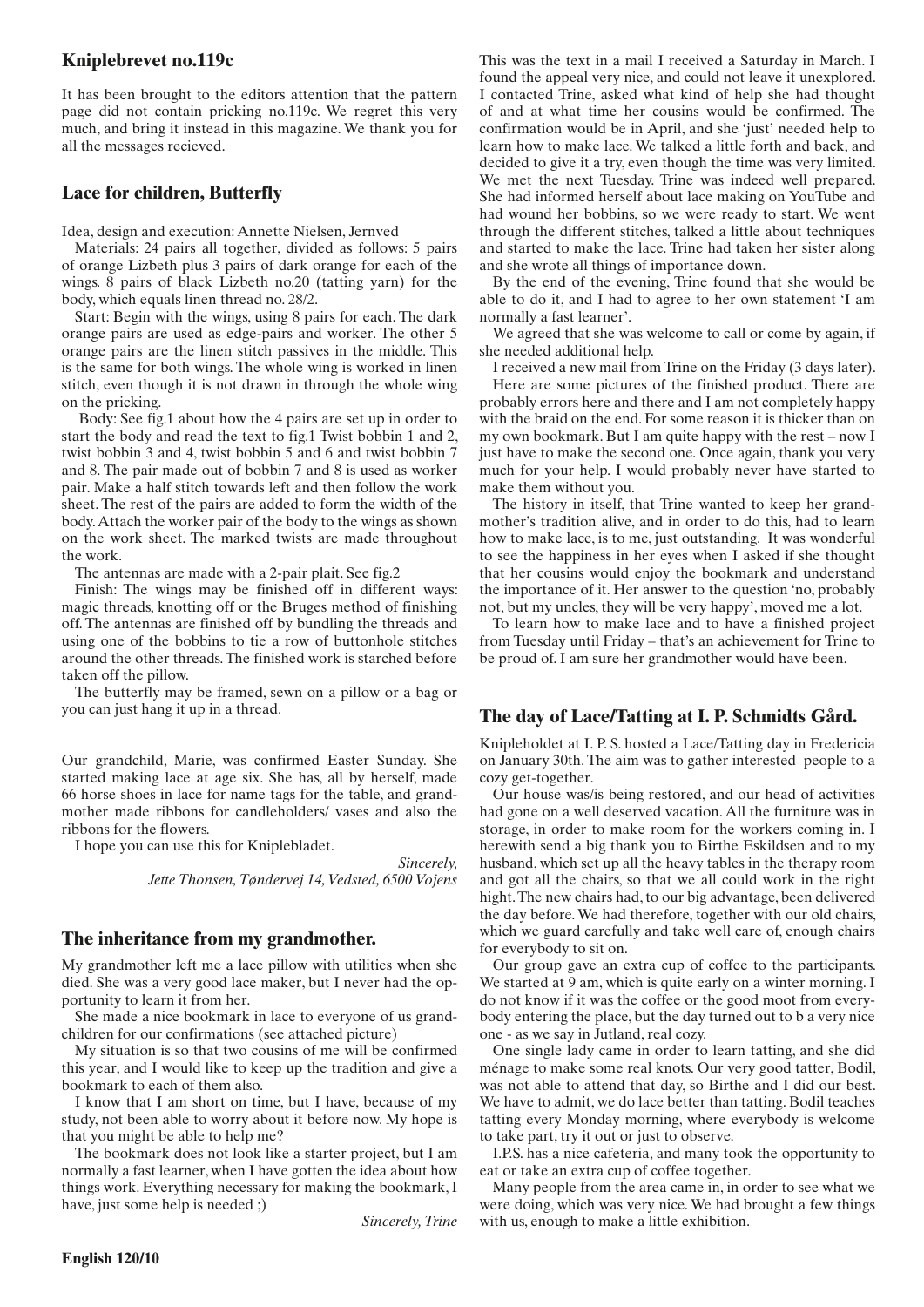## Kniplebrevet no.119c

It has been brought to the editors attention that the pattern page did not contain pricking no.119c. We regret this very much, and bring it instead in this magazine. We thank you for all the messages recieved.

## Lace for children, Butterfly

Idea, design and execution: Annette Nielsen, Jernved

Materials: 24 pairs all together, divided as follows: 5 pairs of orange Lizbeth plus 3 pairs of dark orange for each of the wings. 8 pairs of black Lizbeth no.20 (tatting yarn) for the body, which equals linen thread no. 28/2.

Start: Begin with the wings, using 8 pairs for each. The dark orange pairs are used as edge-pairs and worker. The other 5 orange pairs are the linen stitch passives in the middle. This is the same for both wings. The whole wing is worked in linen stitch, even though it is not drawn in through the whole wing on the pricking.

Body: See fig.1 about how the 4 pairs are set up in order to start the body and read the text to fig.1 Twist bobbin 1 and 2, twist bobbin 3 and 4, twist bobbin 5 and 6 and twist bobbin 7 and 8. The pair made out of bobbin 7 and 8 is used as worker pair. Make a half stitch towards left and then follow the work sheet. The rest of the pairs are added to form the width of the body. Attach the worker pair of the body to the wings as shown on the work sheet. The marked twists are made throughout the work.

The antennas are made with a 2-pair plait. See fig.2

Finish: The wings may be finished off in different ways: magic threads, knotting off or the Bruges method of finishing off. The antennas are finished off by bundling the threads and using one of the bobbins to tie a row of buttonhole stitches around the other threads. The finished work is starched before taken off the pillow.

The butterfly may be framed, sewn on a pillow or a bag or you can just hang it up in a thread.

Our grandchild, Marie, was confirmed Easter Sunday. She started making lace at age six. She has, all by herself, made 66 horse shoes in lace for name tags for the table, and grandmother made ribbons for candleholders/ vases and also the ribbons for the flowers.

I hope you can use this for Kniplebladet.

*Sincerely,*
*Jette Thonsen, Tøndervej 14, Vedsted, 6500 Vojens*

## The inheritance from my grandmother.

My grandmother left me a lace pillow with utilities when she died. She was a very good lace maker, but I never had the opportunity to learn it from her.

She made a nice bookmark in lace to everyone of us grandchildren for our confirmations (see attached picture)

My situation is so that two cousins of me will be confirmed this year, and I would like to keep up the tradition and give a bookmark to each of them also.

I know that I am short on time, but I have, because of my study, not been able to worry about it before now. My hope is that you might be able to help me?

The bookmark does not look like a starter project, but I am normally a fast learner, when I have gotten the idea about how things work. Everything necessary for making the bookmark, I have, just some help is needed ;)

*Sincerely, Trine*

This was the text in a mail I received a Saturday in March. I found the appeal very nice, and could not leave it unexplored. I contacted Trine, asked what kind of help she had thought of and at what time her cousins would be confirmed. The confirmation would be in April, and she 'just' needed help to learn how to make lace. We talked a little forth and back, and decided to give it a try, even though the time was very limited. We met the next Tuesday. Trine was indeed well prepared. She had informed herself about lace making on YouTube and had wound her bobbins, so we were ready to start. We went through the different stitches, talked a little about techniques and started to make the lace. Trine had taken her sister along and she wrote all things of importance down.

By the end of the evening, Trine found that she would be able to do it, and I had to agree to her own statement 'I am normally a fast learner'.

We agreed that she was welcome to call or come by again, if she needed additional help.

I received a new mail from Trine on the Friday (3 days later).

Here are some pictures of the finished product. There are probably errors here and there and I am not completely happy with the braid on the end. For some reason it is thicker than on my own bookmark. But I am quite happy with the rest – now I just have to make the second one. Once again, thank you very much for your help. I would probably never have started to make them without you.

The history in itself, that Trine wanted to keep her grandmother's tradition alive, and in order to do this, had to learn how to make lace, is to me, just outstanding. It was wonderful to see the happiness in her eyes when I asked if she thought that her cousins would enjoy the bookmark and understand the importance of it. Her answer to the question 'no, probably not, but my uncles, they will be very happy', moved me a lot.

To learn how to make lace and to have a finished project from Tuesday until Friday – that's an achievement for Trine to be proud of. I am sure her grandmother would have been.

## The day of Lace/Tatting at I. P. Schmidts Gård.

Knipleholdet at I. P. S. hosted a Lace/Tatting day in Fredericia on January 30th. The aim was to gather interested people to a cozy get-together.

Our house was/is being restored, and our head of activities had gone on a well deserved vacation. All the furniture was in storage, in order to make room for the workers coming in. I herewith send a big thank you to Birthe Eskildsen and to my husband, which set up all the heavy tables in the therapy room and got all the chairs, so that we all could work in the right hight. The new chairs had, to our big advantage, been delivered the day before. We had therefore, together with our old chairs, which we guard carefully and take well care of, enough chairs for everybody to sit on.

Our group gave an extra cup of coffee to the participants. We started at 9 am, which is quite early on a winter morning. I do not know if it was the coffee or the good moot from everybody entering the place, but the day turned out to b a very nice one - as we say in Jutland, real cozy.

One single lady came in order to learn tatting, and she did ménage to make some real knots. Our very good tatter, Bodil, was not able to attend that day, so Birthe and I did our best. We have to admit, we do lace better than tatting. Bodil teaches tatting every Monday morning, where everybody is welcome to take part, try it out or just to observe.

I.P.S. has a nice cafeteria, and many took the opportunity to eat or take an extra cup of coffee together.

Many people from the area came in, in order to see what we were doing, which was very nice. We had brought a few things with us, enough to make a little exhibition.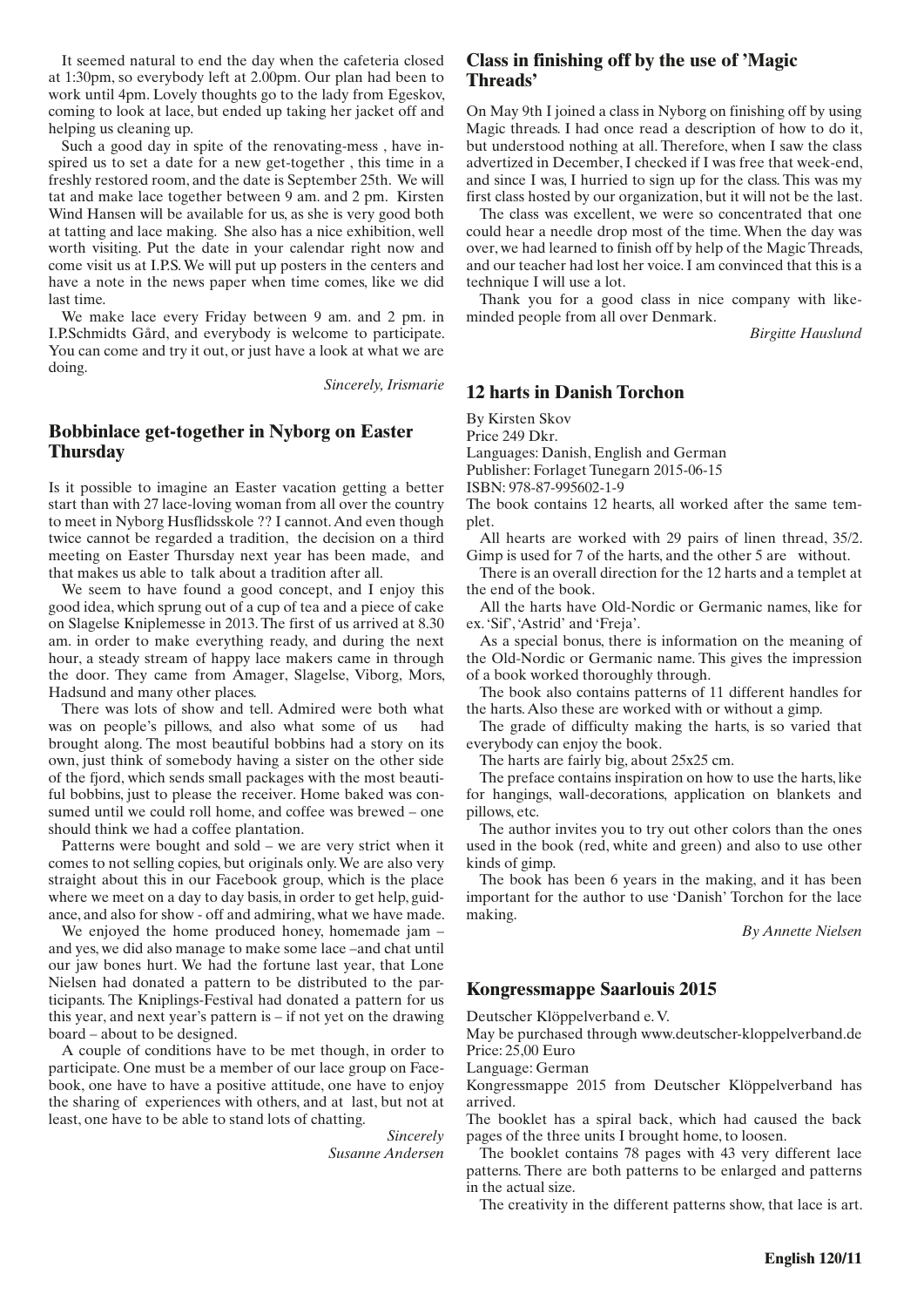It seemed natural to end the day when the cafeteria closed at 1:30pm, so everybody left at 2.00pm. Our plan had been to work until 4pm. Lovely thoughts go to the lady from Egeskov, coming to look at lace, but ended up taking her jacket off and helping us cleaning up.

Such a good day in spite of the renovating-mess , have inspired us to set a date for a new get-together , this time in a freshly restored room, and the date is September 25th. We will tat and make lace together between 9 am. and 2 pm. Kirsten Wind Hansen will be available for us, as she is very good both at tatting and lace making. She also has a nice exhibition, well worth visiting. Put the date in your calendar right now and come visit us at I.P.S. We will put up posters in the centers and have a note in the news paper when time comes, like we did last time.

We make lace every Friday between 9 am. and 2 pm. in I.P.Schmidts Gård, and everybody is welcome to participate. You can come and try it out, or just have a look at what we are doing.

*Sincerely, Irismarie*

## Bobbinlace get-together in Nyborg on Easter Thursday

Is it possible to imagine an Easter vacation getting a better start than with 27 lace-loving woman from all over the country to meet in Nyborg Husflidsskole ?? I cannot. And even though twice cannot be regarded a tradition, the decision on a third meeting on Easter Thursday next year has been made, and that makes us able to talk about a tradition after all.

We seem to have found a good concept, and I enjoy this good idea, which sprung out of a cup of tea and a piece of cake on Slagelse Kniplemesse in 2013. The first of us arrived at 8.30 am. in order to make everything ready, and during the next hour, a steady stream of happy lace makers came in through the door. They came from Amager, Slagelse, Viborg, Mors, Hadsund and many other places.

There was lots of show and tell. Admired were both what was on people's pillows, and also what some of us had brought along. The most beautiful bobbins had a story on its own, just think of somebody having a sister on the other side of the fjord, which sends small packages with the most beautiful bobbins, just to please the receiver. Home baked was consumed until we could roll home, and coffee was brewed – one should think we had a coffee plantation.

Patterns were bought and sold – we are very strict when it comes to not selling copies, but originals only. We are also very straight about this in our Facebook group, which is the place where we meet on a day to day basis, in order to get help, guidance, and also for show - off and admiring, what we have made.

We enjoyed the home produced honey, homemade jam – and yes, we did also manage to make some lace –and chat until our jaw bones hurt. We had the fortune last year, that Lone Nielsen had donated a pattern to be distributed to the participants. The Kniplings-Festival had donated a pattern for us this year, and next year's pattern is – if not yet on the drawing board – about to be designed.

A couple of conditions have to be met though, in order to participate. One must be a member of our lace group on Facebook, one have to have a positive attitude, one have to enjoy the sharing of experiences with others, and at last, but not at least, one have to be able to stand lots of chatting.

*Sincerely*
*Susanne Andersen*

## Class in finishing off by the use of 'Magic Threads'

On May 9th I joined a class in Nyborg on finishing off by using Magic threads. I had once read a description of how to do it, but understood nothing at all. Therefore, when I saw the class advertized in December, I checked if I was free that week-end, and since I was, I hurried to sign up for the class. This was my first class hosted by our organization, but it will not be the last.

The class was excellent, we were so concentrated that one could hear a needle drop most of the time. When the day was over, we had learned to finish off by help of the Magic Threads, and our teacher had lost her voice. I am convinced that this is a technique I will use a lot.

Thank you for a good class in nice company with like-minded people from all over Denmark.

*Birgitte Hauslund*

## 12 harts in Danish Torchon

By Kirsten Skov
Price 249 Dkr.
Languages: Danish, English and German
Publisher: Forlaget Tunegarn 2015-06-15
ISBN: 978-87-995602-1-9

The book contains 12 hearts, all worked after the same templet.

All hearts are worked with 29 pairs of linen thread, 35/2. Gimp is used for 7 of the harts, and the other 5 are without.

There is an overall direction for the 12 harts and a templet at the end of the book.

All the harts have Old-Nordic or Germanic names, like for ex. 'Sif', 'Astrid' and 'Freja'.

As a special bonus, there is information on the meaning of the Old-Nordic or Germanic name. This gives the impression of a book worked thoroughly through.

The book also contains patterns of 11 different handles for the harts. Also these are worked with or without a gimp.

The grade of difficulty making the harts, is so varied that everybody can enjoy the book.

The harts are fairly big, about 25x25 cm.

The preface contains inspiration on how to use the harts, like for hangings, wall-decorations, application on blankets and pillows, etc.

The author invites you to try out other colors than the ones used in the book (red, white and green) and also to use other kinds of gimp.

The book has been 6 years in the making, and it has been important for the author to use 'Danish' Torchon for the lace making.

*By Annette Nielsen*

## Kongressmappe Saarlouis 2015

Deutscher Klöppelverband e. V.
May be purchased through www.deutscher-kloppelverband.de
Price: 25,00 Euro
Language: German

Kongressmappe 2015 from Deutscher Klöppelverband has arrived.

The booklet has a spiral back, which had caused the back pages of the three units I brought home, to loosen.

The booklet contains 78 pages with 43 very different lace patterns. There are both patterns to be enlarged and patterns in the actual size.

The creativity in the different patterns show, that lace is art.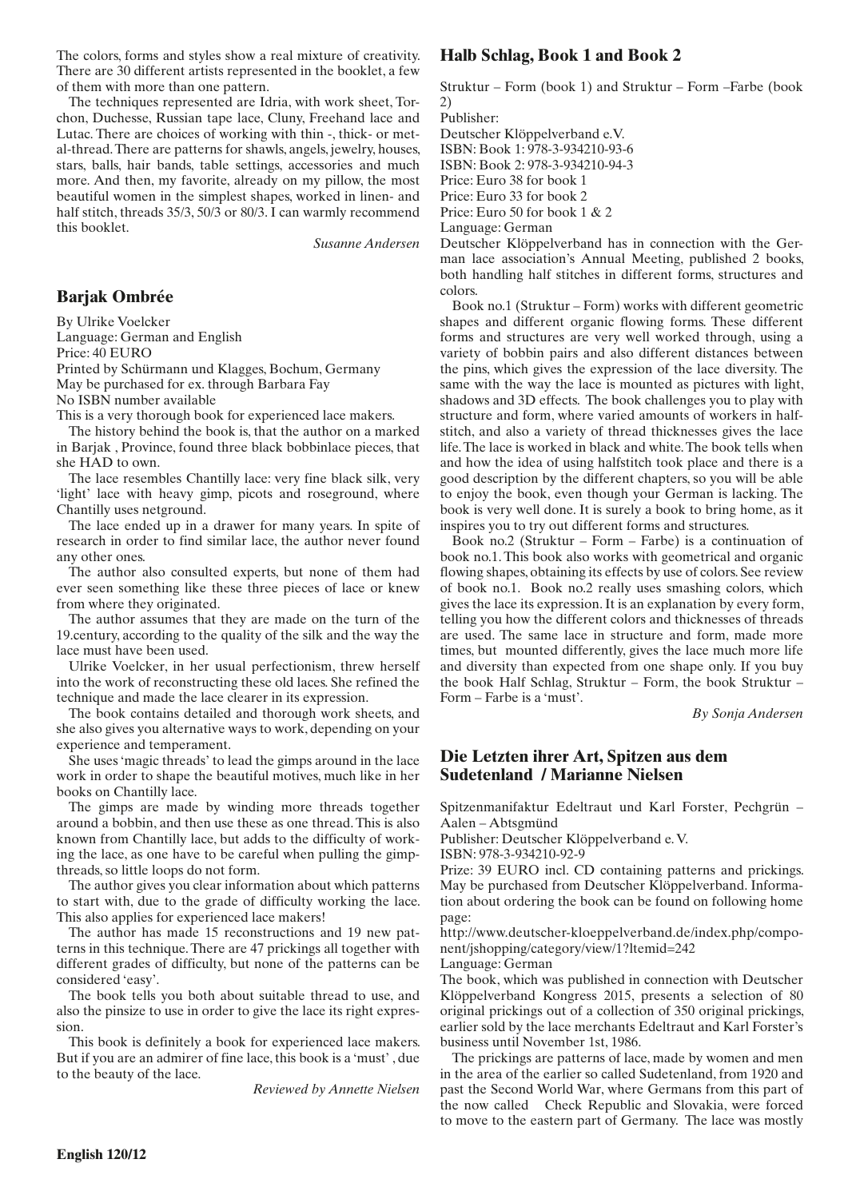The colors, forms and styles show a real mixture of creativity. There are 30 different artists represented in the booklet, a few of them with more than one pattern.

The techniques represented are Idria, with work sheet, Torchon, Duchesse, Russian tape lace, Cluny, Freehand lace and Lutac. There are choices of working with thin -, thick- or metal-thread. There are patterns for shawls, angels, jewelry, houses, stars, balls, hair bands, table settings, accessories and much more. And then, my favorite, already on my pillow, the most beautiful women in the simplest shapes, worked in linen- and half stitch, threads 35/3, 50/3 or 80/3. I can warmly recommend this booklet.

*Susanne Andersen*

## Barjak Ombrée

By Ulrike Voelcker
Language: German and English
Price: 40 EURO
Printed by Schürmann und Klagges, Bochum, Germany
May be purchased for ex. through Barbara Fay
No ISBN number available

This is a very thorough book for experienced lace makers.

The history behind the book is, that the author on a marked in Barjak , Province, found three black bobbinlace pieces, that she HAD to own.

The lace resembles Chantilly lace: very fine black silk, very 'light' lace with heavy gimp, picots and roseground, where Chantilly uses netground.

The lace ended up in a drawer for many years. In spite of research in order to find similar lace, the author never found any other ones.

The author also consulted experts, but none of them had ever seen something like these three pieces of lace or knew from where they originated.

The author assumes that they are made on the turn of the 19.century, according to the quality of the silk and the way the lace must have been used.

Ulrike Voelcker, in her usual perfectionism, threw herself into the work of reconstructing these old laces. She refined the technique and made the lace clearer in its expression.

The book contains detailed and thorough work sheets, and she also gives you alternative ways to work, depending on your experience and temperament.

She uses 'magic threads' to lead the gimps around in the lace work in order to shape the beautiful motives, much like in her books on Chantilly lace.

The gimps are made by winding more threads together around a bobbin, and then use these as one thread. This is also known from Chantilly lace, but adds to the difficulty of working the lace, as one have to be careful when pulling the gimp-threads, so little loops do not form.

The author gives you clear information about which patterns to start with, due to the grade of difficulty working the lace. This also applies for experienced lace makers!

The author has made 15 reconstructions and 19 new patterns in this technique. There are 47 prickings all together with different grades of difficulty, but none of the patterns can be considered 'easy'.

The book tells you both about suitable thread to use, and also the pinsize to use in order to give the lace its right expression.

This book is definitely a book for experienced lace makers. But if you are an admirer of fine lace, this book is a 'must' , due to the beauty of the lace.

*Reviewed by Annette Nielsen*

## Halb Schlag, Book 1 and Book 2

Struktur – Form (book 1) and Struktur – Form –Farbe (book 2)
Publisher:
Deutscher Klöppelverband e.V.
ISBN: Book 1: 978-3-934210-93-6
ISBN: Book 2: 978-3-934210-94-3
Price: Euro 38 for book 1
Price: Euro 33 for book 2
Price: Euro 50 for book 1 & 2
Language: German

Deutscher Klöppelverband has in connection with the German lace association's Annual Meeting, published 2 books, both handling half stitches in different forms, structures and colors.

Book no.1 (Struktur – Form) works with different geometric shapes and different organic flowing forms. These different forms and structures are very well worked through, using a variety of bobbin pairs and also different distances between the pins, which gives the expression of the lace diversity. The same with the way the lace is mounted as pictures with light, shadows and 3D effects. The book challenges you to play with structure and form, where varied amounts of workers in half-stitch, and also a variety of thread thicknesses gives the lace life. The lace is worked in black and white. The book tells when and how the idea of using halfstitch took place and there is a good description by the different chapters, so you will be able to enjoy the book, even though your German is lacking. The book is very well done. It is surely a book to bring home, as it inspires you to try out different forms and structures.

Book no.2 (Struktur – Form – Farbe) is a continuation of book no.1. This book also works with geometrical and organic flowing shapes, obtaining its effects by use of colors. See review of book no.1. Book no.2 really uses smashing colors, which gives the lace its expression. It is an explanation by every form, telling you how the different colors and thicknesses of threads are used. The same lace in structure and form, made more times, but mounted differently, gives the lace much more life and diversity than expected from one shape only. If you buy the book Half Schlag, Struktur – Form, the book Struktur – Form – Farbe is a 'must'.

*By Sonja Andersen*

## Die Letzten ihrer Art, Spitzen aus dem Sudetenland / Marianne Nielsen

Spitzenmanifaktur Edeltraut und Karl Forster, Pechgrün – Aalen – Abtsgmünd
Publisher: Deutscher Klöppelverband e. V.
ISBN: 978-3-934210-92-9
Prize: 39 EURO incl. CD containing patterns and prickings. May be purchased from Deutscher Klöppelverband. Information about ordering the book can be found on following home page:
http://www.deutscher-kloeppelverband.de/index.php/component/jshopping/category/view/1?ltemid=242
Language: German

The book, which was published in connection with Deutscher Klöppelverband Kongress 2015, presents a selection of 80 original prickings out of a collection of 350 original prickings, earlier sold by the lace merchants Edeltraut and Karl Forster's business until November 1st, 1986.

The prickings are patterns of lace, made by women and men in the area of the earlier so called Sudetenland, from 1920 and past the Second World War, where Germans from this part of the now called Check Republic and Slovakia, were forced to move to the eastern part of Germany. The lace was mostly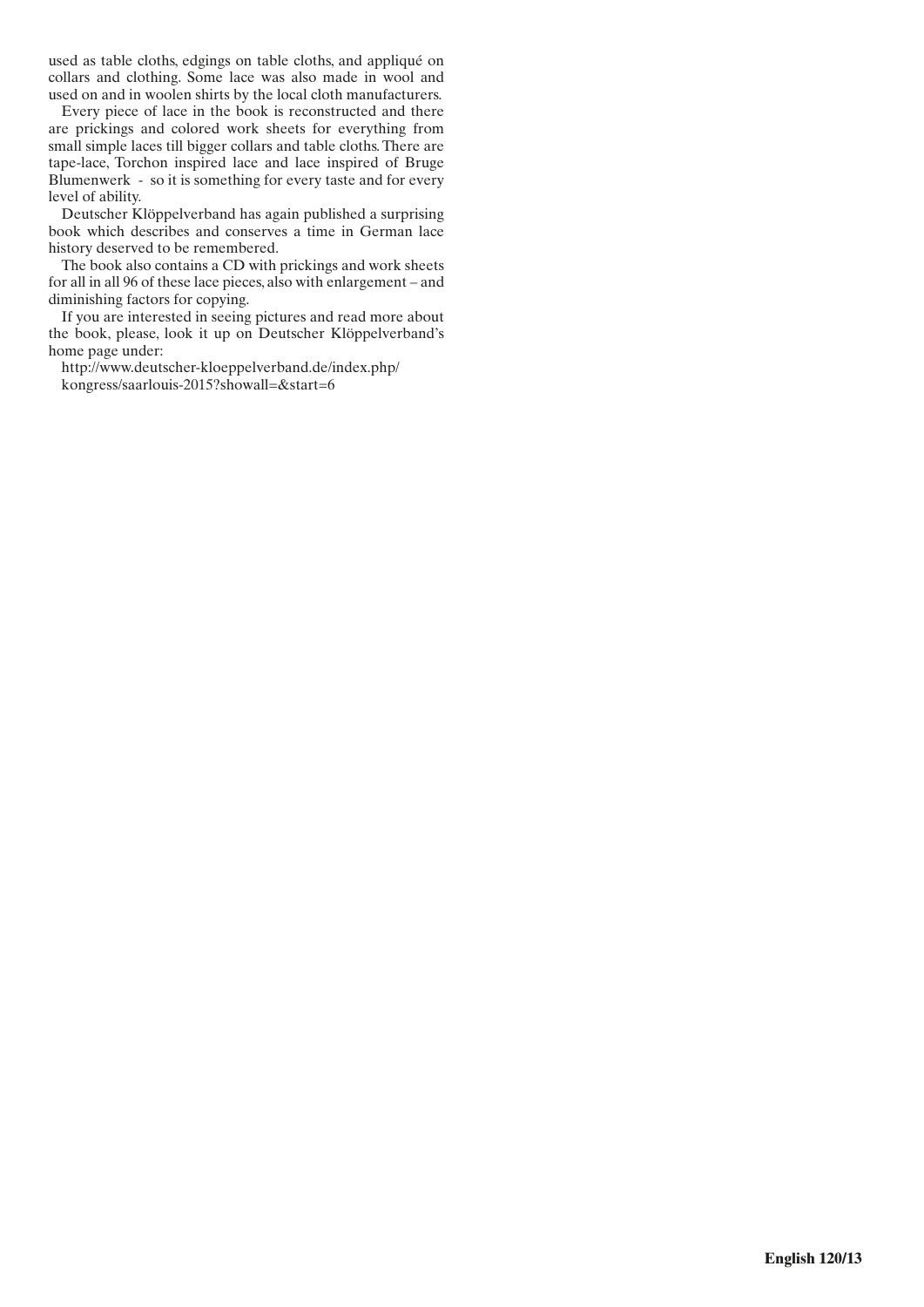used as table cloths, edgings on table cloths, and appliqué on collars and clothing. Some lace was also made in wool and used on and in woolen shirts by the local cloth manufacturers.

Every piece of lace in the book is reconstructed and there are prickings and colored work sheets for everything from small simple laces till bigger collars and table cloths. There are tape-lace, Torchon inspired lace and lace inspired of Bruge Blumenwerk - so it is something for every taste and for every level of ability.

Deutscher Klöppelverband has again published a surprising book which describes and conserves a time in German lace history deserved to be remembered.

The book also contains a CD with prickings and work sheets for all in all 96 of these lace pieces, also with enlargement – and diminishing factors for copying.

If you are interested in seeing pictures and read more about the book, please, look it up on Deutscher Klöppelverband's home page under:

http://www.deutscher-kloeppelverband.de/index.php/kongress/saarlouis-2015?showall=&start=6